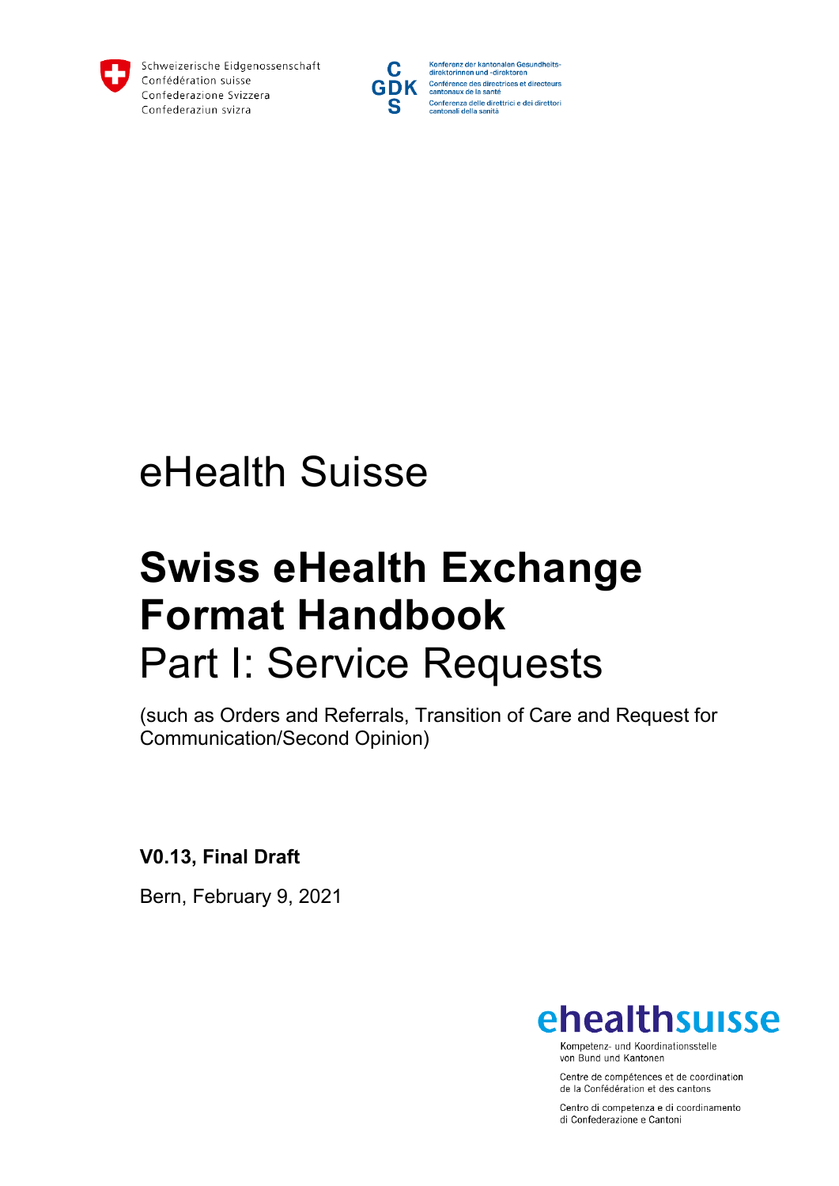Schweizerische Eidgenossenschaft
Confédération suisse
Confederazione Svizzera
Confederaziun svizra

C GDK S

Konferenz der kantonalen Gesundheitsdirektorinnen und -direktoren
Conférence des directrices et directeurs cantonaux de la santé
Conferenza delle direttrici e dei direttori cantonali della sanità

eHealth Suisse

# Swiss eHealth Exchange Format Handbook

## Part I: Service Requests

(such as Orders and Referrals, Transition of Care and Request for Communication/Second Opinion)

**V0.13, Final Draft**

Bern, February 9, 2021

ehealthsuisse

Kompetenz- und Koordinationsstelle von Bund und Kantonen

Centre de compétences et de coordination de la Confédération et des cantons

Centro di competenza e di coordinamento di Confederazione e Cantoni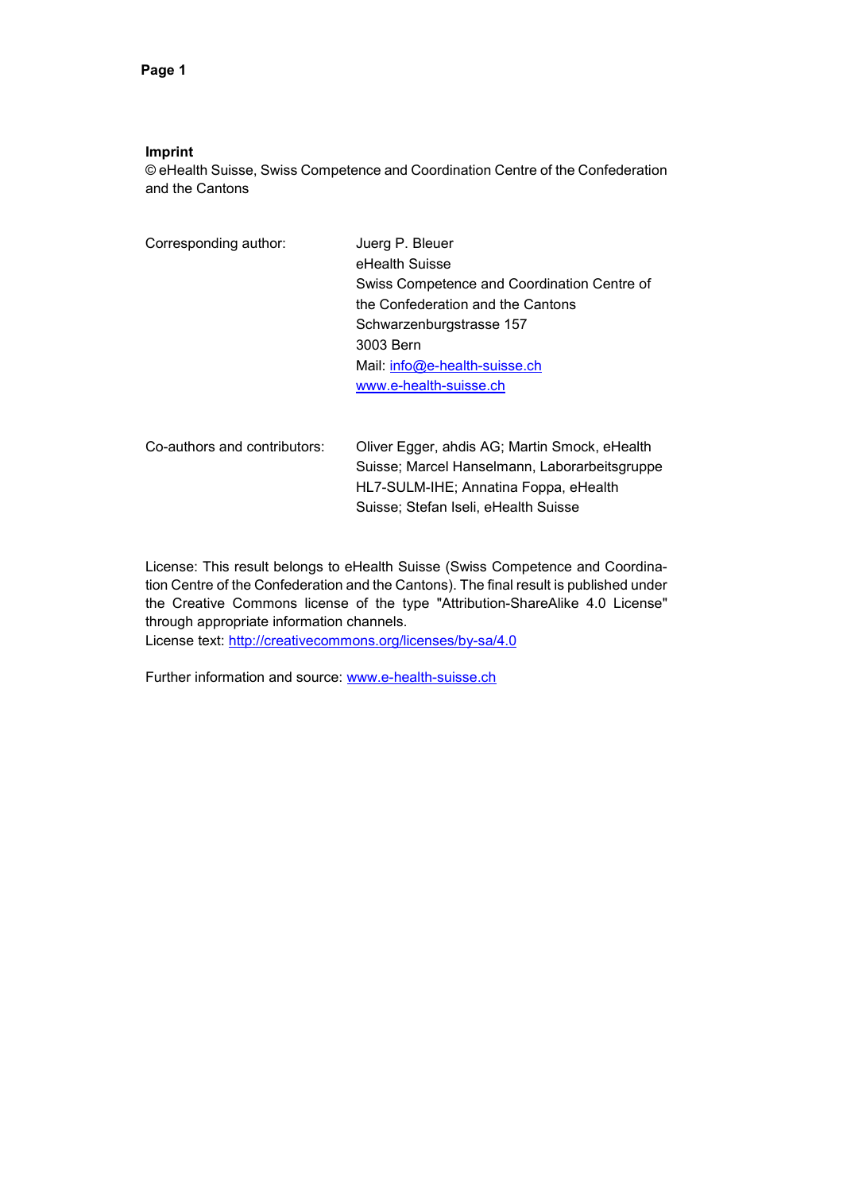**Imprint**

© eHealth Suisse, Swiss Competence and Coordination Centre of the Confederation and the Cantons

| | |
|---|---|
| Corresponding author: | Juerg P. Bleuer<br>eHealth Suisse<br>Swiss Competence and Coordination Centre of the Confederation and the Cantons<br>Schwarzenburgstrasse 157<br>3003 Bern<br>Mail: info@e-health-suisse.ch<br>www.e-health-suisse.ch |
| Co-authors and contributors: | Oliver Egger, ahdis AG; Martin Smock, eHealth Suisse; Marcel Hanselmann, Laborarbeitsgruppe HL7-SULM-IHE; Annatina Foppa, eHealth Suisse; Stefan Iseli, eHealth Suisse |

License: This result belongs to eHealth Suisse (Swiss Competence and Coordination Centre of the Confederation and the Cantons). The final result is published under the Creative Commons license of the type "Attribution-ShareAlike 4.0 License" through appropriate information channels.
License text: http://creativecommons.org/licenses/by-sa/4.0

Further information and source: www.e-health-suisse.ch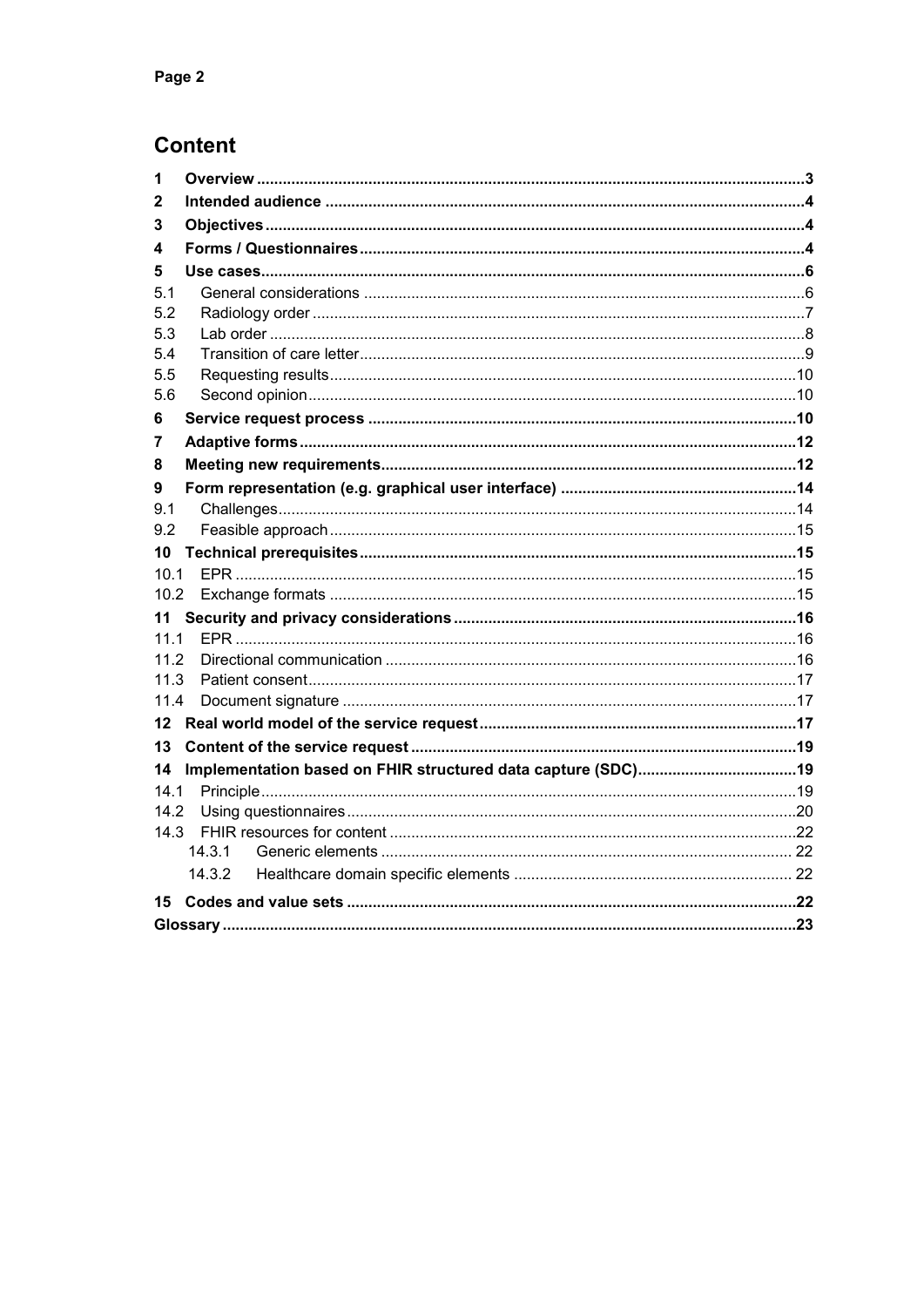# Content

1 **Overview** ... 3

2 **Intended audience** ... 4

3 **Objectives** ... 4

4 **Forms / Questionnaires** ... 4

5 **Use cases** ... 6

- 5.1 General considerations ... 6
- 5.2 Radiology order ... 7
- 5.3 Lab order ... 8
- 5.4 Transition of care letter ... 9
- 5.5 Requesting results ... 10
- 5.6 Second opinion ... 10

6 **Service request process** ... 10

7 **Adaptive forms** ... 12

8 **Meeting new requirements** ... 12

9 **Form representation (e.g. graphical user interface)** ... 14

- 9.1 Challenges ... 14
- 9.2 Feasible approach ... 15

10 **Technical prerequisites** ... 15

- 10.1 EPR ... 15
- 10.2 Exchange formats ... 15

11 **Security and privacy considerations** ... 16

- 11.1 EPR ... 16
- 11.2 Directional communication ... 16
- 11.3 Patient consent ... 17
- 11.4 Document signature ... 17

12 **Real world model of the service request** ... 17

13 **Content of the service request** ... 19

14 **Implementation based on FHIR structured data capture (SDC)** ... 19

- 14.1 Principle ... 19
- 14.2 Using questionnaires ... 20
- 14.3 FHIR resources for content ... 22
  - 14.3.1 Generic elements ... 22
  - 14.3.2 Healthcare domain specific elements ... 22

15 **Codes and value sets** ... 22

**Glossary** ... 23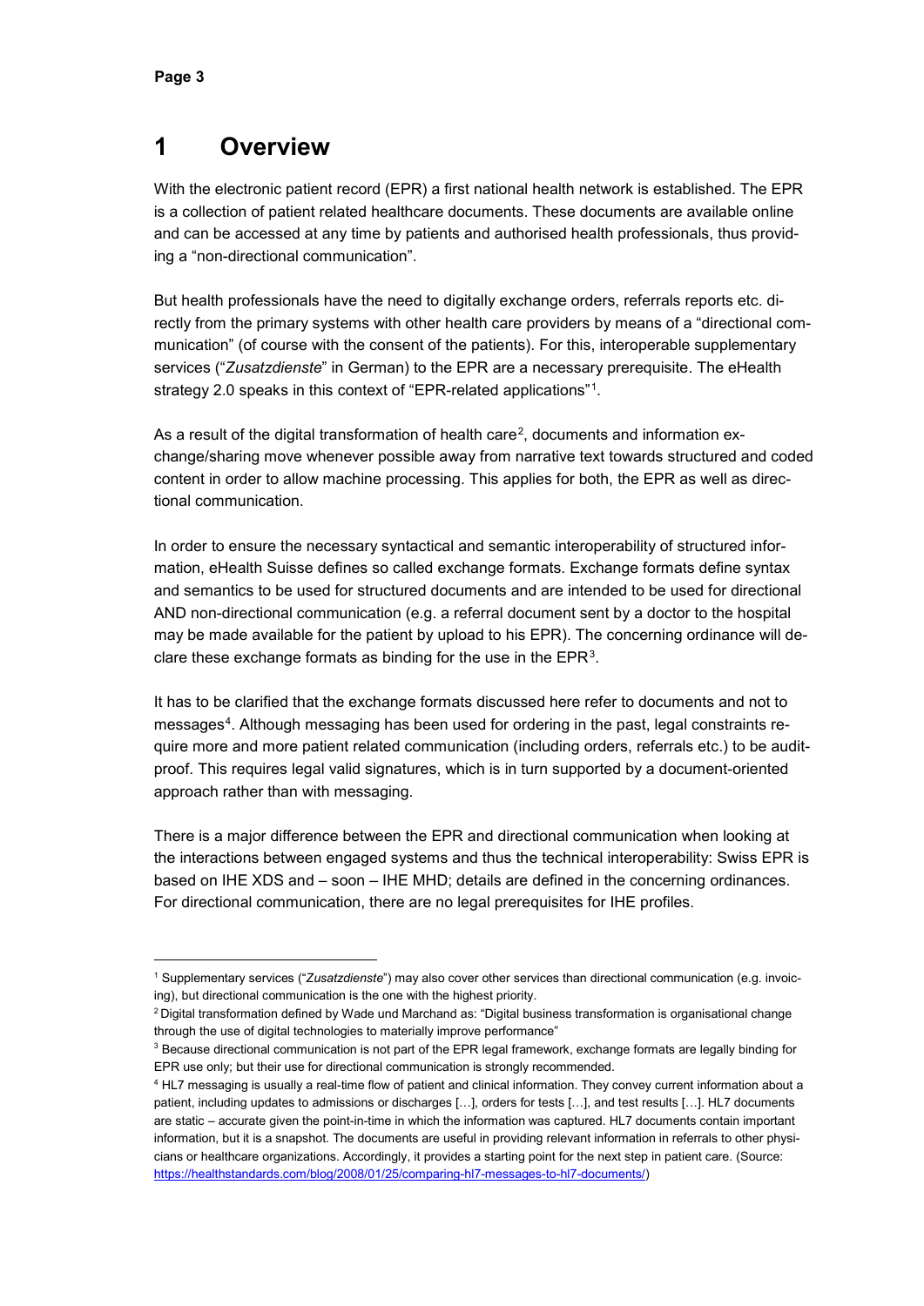# 1 Overview

With the electronic patient record (EPR) a first national health network is established. The EPR is a collection of patient related healthcare documents. These documents are available online and can be accessed at any time by patients and authorised health professionals, thus providing a "non-directional communication".

But health professionals have the need to digitally exchange orders, referrals reports etc. directly from the primary systems with other health care providers by means of a "directional communication" (of course with the consent of the patients). For this, interoperable supplementary services ("*Zusatzdienste*" in German) to the EPR are a necessary prerequisite. The eHealth strategy 2.0 speaks in this context of "EPR-related applications"[1].

As a result of the digital transformation of health care[2], documents and information exchange/sharing move whenever possible away from narrative text towards structured and coded content in order to allow machine processing. This applies for both, the EPR as well as directional communication.

In order to ensure the necessary syntactical and semantic interoperability of structured information, eHealth Suisse defines so called exchange formats. Exchange formats define syntax and semantics to be used for structured documents and are intended to be used for directional AND non-directional communication (e.g. a referral document sent by a doctor to the hospital may be made available for the patient by upload to his EPR). The concerning ordinance will declare these exchange formats as binding for the use in the EPR[3].

It has to be clarified that the exchange formats discussed here refer to documents and not to messages[4]. Although messaging has been used for ordering in the past, legal constraints require more and more patient related communication (including orders, referrals etc.) to be audit-proof. This requires legal valid signatures, which is in turn supported by a document-oriented approach rather than with messaging.

There is a major difference between the EPR and directional communication when looking at the interactions between engaged systems and thus the technical interoperability: Swiss EPR is based on IHE XDS and – soon – IHE MHD; details are defined in the concerning ordinances. For directional communication, there are no legal prerequisites for IHE profiles.

---

[1] Supplementary services ("*Zusatzdienste*") may also cover other services than directional communication (e.g. invoicing), but directional communication is the one with the highest priority.

[2] Digital transformation defined by Wade und Marchand as: "Digital business transformation is organisational change through the use of digital technologies to materially improve performance"

[3] Because directional communication is not part of the EPR legal framework, exchange formats are legally binding for EPR use only; but their use for directional communication is strongly recommended.

[4] HL7 messaging is usually a real-time flow of patient and clinical information. They convey current information about a patient, including updates to admissions or discharges […], orders for tests […], and test results […]. HL7 documents are static – accurate given the point-in-time in which the information was captured. HL7 documents contain important information, but it is a snapshot. The documents are useful in providing relevant information in referrals to other physicians or healthcare organizations. Accordingly, it provides a starting point for the next step in patient care. (Source: https://healthstandards.com/blog/2008/01/25/comparing-hl7-messages-to-hl7-documents/)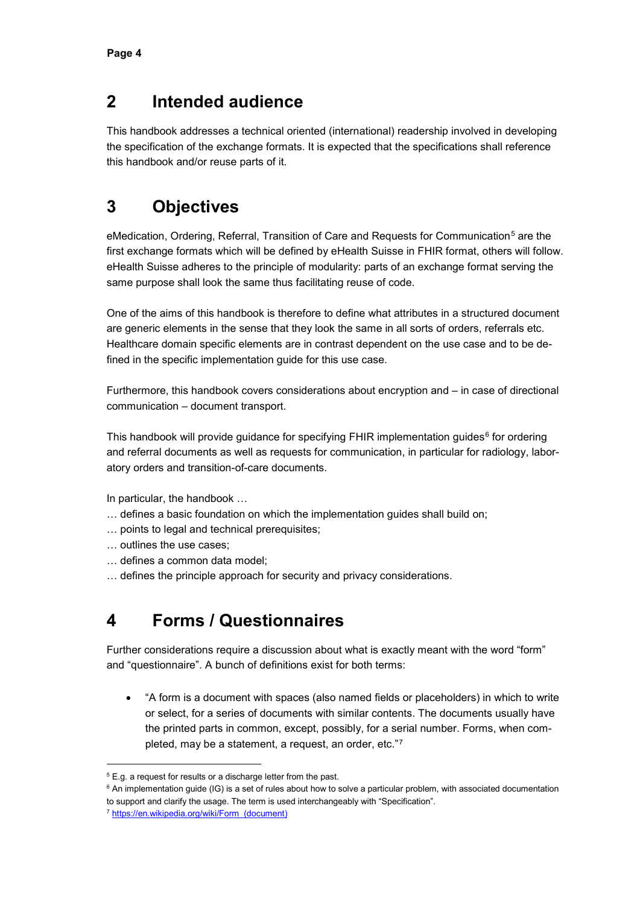## 2 Intended audience

This handbook addresses a technical oriented (international) readership involved in developing the specification of the exchange formats. It is expected that the specifications shall reference this handbook and/or reuse parts of it.

## 3 Objectives

eMedication, Ordering, Referral, Transition of Care and Requests for Communication[5] are the first exchange formats which will be defined by eHealth Suisse in FHIR format, others will follow. eHealth Suisse adheres to the principle of modularity: parts of an exchange format serving the same purpose shall look the same thus facilitating reuse of code.

One of the aims of this handbook is therefore to define what attributes in a structured document are generic elements in the sense that they look the same in all sorts of orders, referrals etc. Healthcare domain specific elements are in contrast dependent on the use case and to be defined in the specific implementation guide for this use case.

Furthermore, this handbook covers considerations about encryption and – in case of directional communication – document transport.

This handbook will provide guidance for specifying FHIR implementation guides[6] for ordering and referral documents as well as requests for communication, in particular for radiology, laboratory orders and transition-of-care documents.

In particular, the handbook …

… defines a basic foundation on which the implementation guides shall build on;
… points to legal and technical prerequisites;
… outlines the use cases;
… defines a common data model;
… defines the principle approach for security and privacy considerations.

## 4 Forms / Questionnaires

Further considerations require a discussion about what is exactly meant with the word "form" and "questionnaire". A bunch of definitions exist for both terms:

- "A form is a document with spaces (also named fields or placeholders) in which to write or select, for a series of documents with similar contents. The documents usually have the printed parts in common, except, possibly, for a serial number. Forms, when completed, may be a statement, a request, an order, etc."[7]

---

[5] E.g. a request for results or a discharge letter from the past.

[6] An implementation guide (IG) is a set of rules about how to solve a particular problem, with associated documentation to support and clarify the usage. The term is used interchangeably with "Specification".

[7] https://en.wikipedia.org/wiki/Form_(document)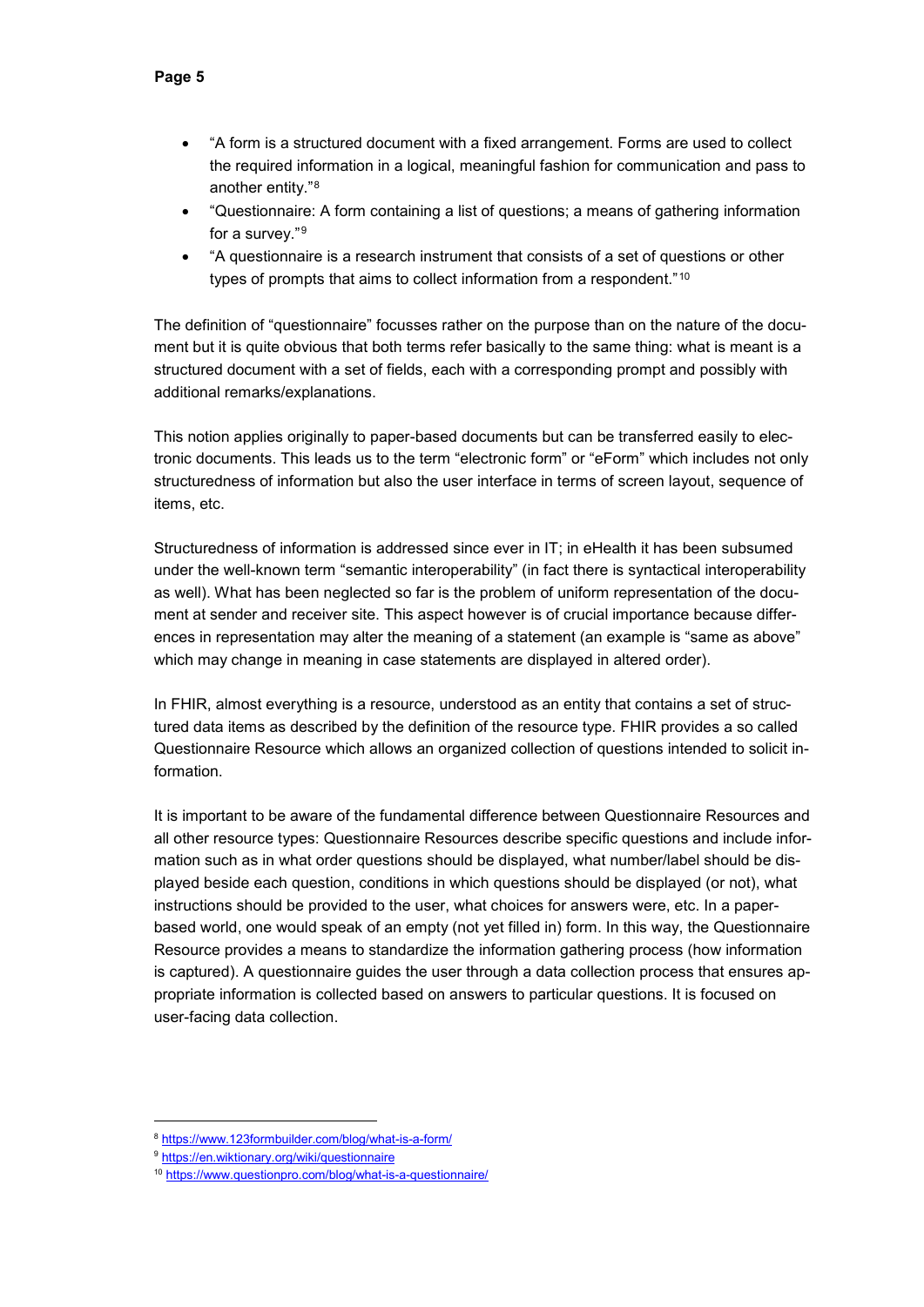- "A form is a structured document with a fixed arrangement. Forms are used to collect the required information in a logical, meaningful fashion for communication and pass to another entity."[8]
- "Questionnaire: A form containing a list of questions; a means of gathering information for a survey."[9]
- "A questionnaire is a research instrument that consists of a set of questions or other types of prompts that aims to collect information from a respondent."[10]

The definition of "questionnaire" focusses rather on the purpose than on the nature of the document but it is quite obvious that both terms refer basically to the same thing: what is meant is a structured document with a set of fields, each with a corresponding prompt and possibly with additional remarks/explanations.

This notion applies originally to paper-based documents but can be transferred easily to electronic documents. This leads us to the term "electronic form" or "eForm" which includes not only structuredness of information but also the user interface in terms of screen layout, sequence of items, etc.

Structuredness of information is addressed since ever in IT; in eHealth it has been subsumed under the well-known term "semantic interoperability" (in fact there is syntactical interoperability as well). What has been neglected so far is the problem of uniform representation of the document at sender and receiver site. This aspect however is of crucial importance because differences in representation may alter the meaning of a statement (an example is "same as above" which may change in meaning in case statements are displayed in altered order).

In FHIR, almost everything is a resource, understood as an entity that contains a set of structured data items as described by the definition of the resource type. FHIR provides a so called Questionnaire Resource which allows an organized collection of questions intended to solicit information.

It is important to be aware of the fundamental difference between Questionnaire Resources and all other resource types: Questionnaire Resources describe specific questions and include information such as in what order questions should be displayed, what number/label should be displayed beside each question, conditions in which questions should be displayed (or not), what instructions should be provided to the user, what choices for answers were, etc. In a paper-based world, one would speak of an empty (not yet filled in) form. In this way, the Questionnaire Resource provides a means to standardize the information gathering process (how information is captured). A questionnaire guides the user through a data collection process that ensures appropriate information is collected based on answers to particular questions. It is focused on user-facing data collection.

---

[8] https://www.123formbuilder.com/blog/what-is-a-form/

[9] https://en.wiktionary.org/wiki/questionnaire

[10] https://www.questionpro.com/blog/what-is-a-questionnaire/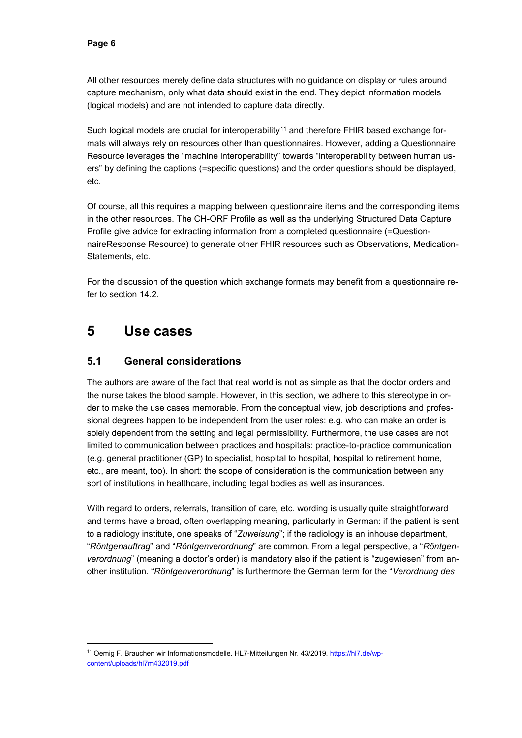All other resources merely define data structures with no guidance on display or rules around capture mechanism, only what data should exist in the end. They depict information models (logical models) and are not intended to capture data directly.

Such logical models are crucial for interoperability[11] and therefore FHIR based exchange formats will always rely on resources other than questionnaires. However, adding a Questionnaire Resource leverages the "machine interoperability" towards "interoperability between human users" by defining the captions (=specific questions) and the order questions should be displayed, etc.

Of course, all this requires a mapping between questionnaire items and the corresponding items in the other resources. The CH-ORF Profile as well as the underlying Structured Data Capture Profile give advice for extracting information from a completed questionnaire (=QuestionnaireResponse Resource) to generate other FHIR resources such as Observations, MedicationStatements, etc.

For the discussion of the question which exchange formats may benefit from a questionnaire refer to section 14.2.

# 5 Use cases

## 5.1 General considerations

The authors are aware of the fact that real world is not as simple as that the doctor orders and the nurse takes the blood sample. However, in this section, we adhere to this stereotype in order to make the use cases memorable. From the conceptual view, job descriptions and professional degrees happen to be independent from the user roles: e.g. who can make an order is solely dependent from the setting and legal permissibility. Furthermore, the use cases are not limited to communication between practices and hospitals: practice-to-practice communication (e.g. general practitioner (GP) to specialist, hospital to hospital, hospital to retirement home, etc., are meant, too). In short: the scope of consideration is the communication between any sort of institutions in healthcare, including legal bodies as well as insurances.

With regard to orders, referrals, transition of care, etc. wording is usually quite straightforward and terms have a broad, often overlapping meaning, particularly in German: if the patient is sent to a radiology institute, one speaks of "*Zuweisung*"; if the radiology is an inhouse department, "*Röntgenauftrag*" and "*Röntgenverordnung*" are common. From a legal perspective, a "*Röntgenverordnung*" (meaning a doctor's order) is mandatory also if the patient is "zugewiesen" from another institution. "*Röntgenverordnung*" is furthermore the German term for the "*Verordnung des*

---

[11] Oemig F. Brauchen wir Informationsmodelle. HL7-Mitteilungen Nr. 43/2019. [https://hl7.de/wp-content/uploads/hl7m432019.pdf](https://hl7.de/wp-content/uploads/hl7m432019.pdf)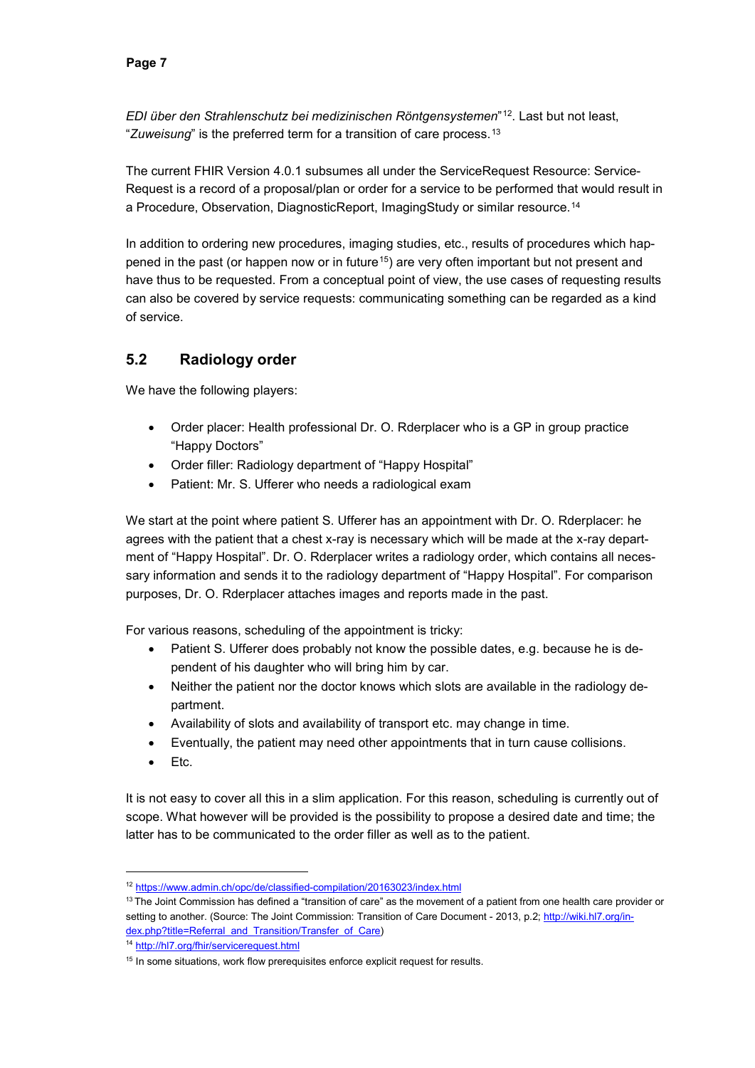*EDI über den Strahlenschutz bei medizinischen Röntgensystemen*"[12]. Last but not least, "*Zuweisung*" is the preferred term for a transition of care process.[13]

The current FHIR Version 4.0.1 subsumes all under the ServiceRequest Resource: Service-Request is a record of a proposal/plan or order for a service to be performed that would result in a Procedure, Observation, DiagnosticReport, ImagingStudy or similar resource.[14]

In addition to ordering new procedures, imaging studies, etc., results of procedures which happened in the past (or happen now or in future[15]) are very often important but not present and have thus to be requested. From a conceptual point of view, the use cases of requesting results can also be covered by service requests: communicating something can be regarded as a kind of service.

## 5.2 Radiology order

We have the following players:

- Order placer: Health professional Dr. O. Rderplacer who is a GP in group practice "Happy Doctors"
- Order filler: Radiology department of "Happy Hospital"
- Patient: Mr. S. Ufferer who needs a radiological exam

We start at the point where patient S. Ufferer has an appointment with Dr. O. Rderplacer: he agrees with the patient that a chest x-ray is necessary which will be made at the x-ray department of "Happy Hospital". Dr. O. Rderplacer writes a radiology order, which contains all necessary information and sends it to the radiology department of "Happy Hospital". For comparison purposes, Dr. O. Rderplacer attaches images and reports made in the past.

For various reasons, scheduling of the appointment is tricky:

- Patient S. Ufferer does probably not know the possible dates, e.g. because he is dependent of his daughter who will bring him by car.
- Neither the patient nor the doctor knows which slots are available in the radiology department.
- Availability of slots and availability of transport etc. may change in time.
- Eventually, the patient may need other appointments that in turn cause collisions.
- Etc.

It is not easy to cover all this in a slim application. For this reason, scheduling is currently out of scope. What however will be provided is the possibility to propose a desired date and time; the latter has to be communicated to the order filler as well as to the patient.

---

[12] https://www.admin.ch/opc/de/classified-compilation/20163023/index.html

[13] The Joint Commission has defined a "transition of care" as the movement of a patient from one health care provider or setting to another. (Source: The Joint Commission: Transition of Care Document - 2013, p.2; http://wiki.hl7.org/index.php?title=Referral_and_Transition/Transfer_of_Care)

[14] http://hl7.org/fhir/servicerequest.html

[15] In some situations, work flow prerequisites enforce explicit request for results.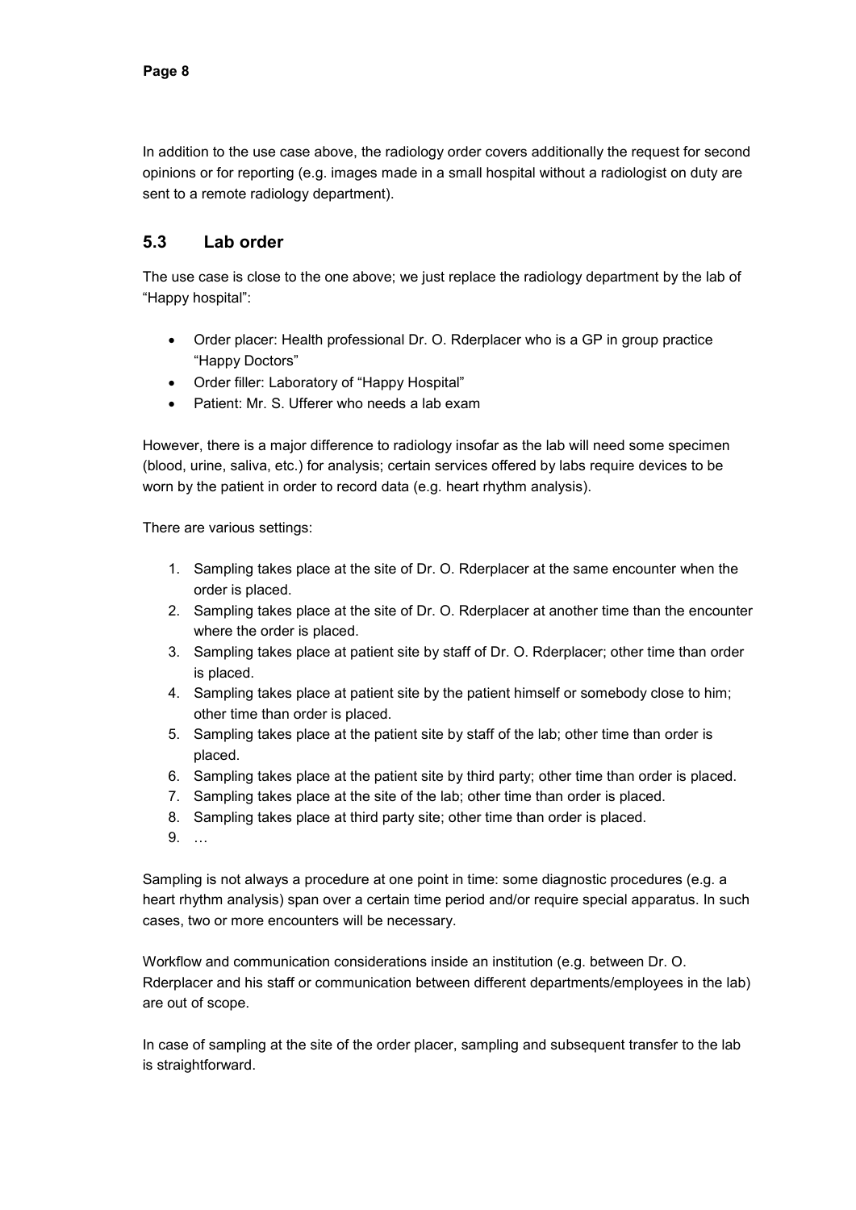In addition to the use case above, the radiology order covers additionally the request for second opinions or for reporting (e.g. images made in a small hospital without a radiologist on duty are sent to a remote radiology department).

## 5.3 Lab order

The use case is close to the one above; we just replace the radiology department by the lab of "Happy hospital":

- Order placer: Health professional Dr. O. Rderplacer who is a GP in group practice "Happy Doctors"
- Order filler: Laboratory of "Happy Hospital"
- Patient: Mr. S. Ufferer who needs a lab exam

However, there is a major difference to radiology insofar as the lab will need some specimen (blood, urine, saliva, etc.) for analysis; certain services offered by labs require devices to be worn by the patient in order to record data (e.g. heart rhythm analysis).

There are various settings:

1. Sampling takes place at the site of Dr. O. Rderplacer at the same encounter when the order is placed.
2. Sampling takes place at the site of Dr. O. Rderplacer at another time than the encounter where the order is placed.
3. Sampling takes place at patient site by staff of Dr. O. Rderplacer; other time than order is placed.
4. Sampling takes place at patient site by the patient himself or somebody close to him; other time than order is placed.
5. Sampling takes place at the patient site by staff of the lab; other time than order is placed.
6. Sampling takes place at the patient site by third party; other time than order is placed.
7. Sampling takes place at the site of the lab; other time than order is placed.
8. Sampling takes place at third party site; other time than order is placed.
9. …

Sampling is not always a procedure at one point in time: some diagnostic procedures (e.g. a heart rhythm analysis) span over a certain time period and/or require special apparatus. In such cases, two or more encounters will be necessary.

Workflow and communication considerations inside an institution (e.g. between Dr. O. Rderplacer and his staff or communication between different departments/employees in the lab) are out of scope.

In case of sampling at the site of the order placer, sampling and subsequent transfer to the lab is straightforward.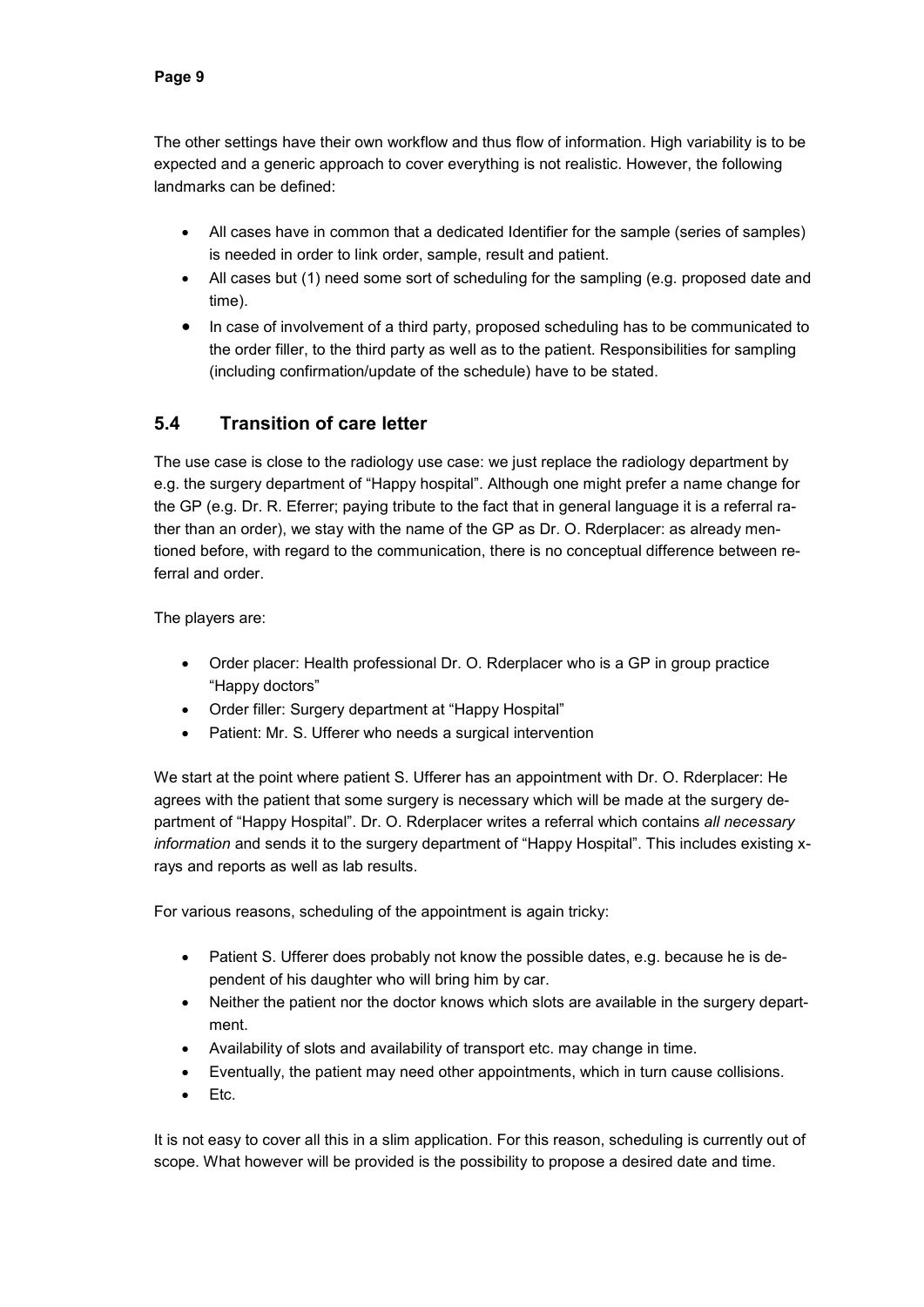The other settings have their own workflow and thus flow of information. High variability is to be expected and a generic approach to cover everything is not realistic. However, the following landmarks can be defined:

- All cases have in common that a dedicated Identifier for the sample (series of samples) is needed in order to link order, sample, result and patient.
- All cases but (1) need some sort of scheduling for the sampling (e.g. proposed date and time).
- In case of involvement of a third party, proposed scheduling has to be communicated to the order filler, to the third party as well as to the patient. Responsibilities for sampling (including confirmation/update of the schedule) have to be stated.

## 5.4 Transition of care letter

The use case is close to the radiology use case: we just replace the radiology department by e.g. the surgery department of "Happy hospital". Although one might prefer a name change for the GP (e.g. Dr. R. Eferrer; paying tribute to the fact that in general language it is a referral rather than an order), we stay with the name of the GP as Dr. O. Rderplacer: as already mentioned before, with regard to the communication, there is no conceptual difference between referral and order.

The players are:

- Order placer: Health professional Dr. O. Rderplacer who is a GP in group practice "Happy doctors"
- Order filler: Surgery department at "Happy Hospital"
- Patient: Mr. S. Ufferer who needs a surgical intervention

We start at the point where patient S. Ufferer has an appointment with Dr. O. Rderplacer: He agrees with the patient that some surgery is necessary which will be made at the surgery department of "Happy Hospital". Dr. O. Rderplacer writes a referral which contains *all necessary information* and sends it to the surgery department of "Happy Hospital". This includes existing x-rays and reports as well as lab results.

For various reasons, scheduling of the appointment is again tricky:

- Patient S. Ufferer does probably not know the possible dates, e.g. because he is dependent of his daughter who will bring him by car.
- Neither the patient nor the doctor knows which slots are available in the surgery department.
- Availability of slots and availability of transport etc. may change in time.
- Eventually, the patient may need other appointments, which in turn cause collisions.
- Etc.

It is not easy to cover all this in a slim application. For this reason, scheduling is currently out of scope. What however will be provided is the possibility to propose a desired date and time.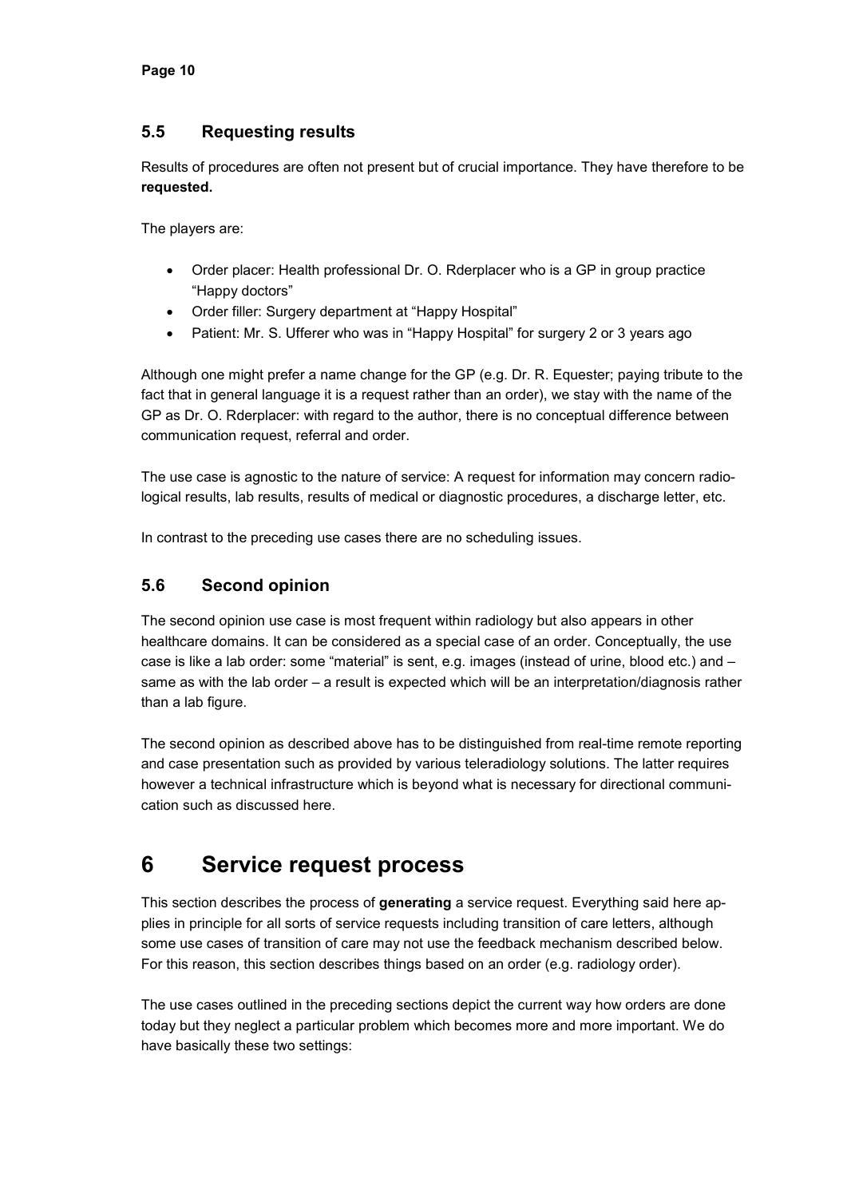## 5.5 Requesting results

Results of procedures are often not present but of crucial importance. They have therefore to be **requested.**

The players are:

- Order placer: Health professional Dr. O. Rderplacer who is a GP in group practice "Happy doctors"
- Order filler: Surgery department at "Happy Hospital"
- Patient: Mr. S. Ufferer who was in "Happy Hospital" for surgery 2 or 3 years ago

Although one might prefer a name change for the GP (e.g. Dr. R. Equester; paying tribute to the fact that in general language it is a request rather than an order), we stay with the name of the GP as Dr. O. Rderplacer: with regard to the author, there is no conceptual difference between communication request, referral and order.

The use case is agnostic to the nature of service: A request for information may concern radiological results, lab results, results of medical or diagnostic procedures, a discharge letter, etc.

In contrast to the preceding use cases there are no scheduling issues.

## 5.6 Second opinion

The second opinion use case is most frequent within radiology but also appears in other healthcare domains. It can be considered as a special case of an order. Conceptually, the use case is like a lab order: some "material" is sent, e.g. images (instead of urine, blood etc.) and – same as with the lab order – a result is expected which will be an interpretation/diagnosis rather than a lab figure.

The second opinion as described above has to be distinguished from real-time remote reporting and case presentation such as provided by various teleradiology solutions. The latter requires however a technical infrastructure which is beyond what is necessary for directional communication such as discussed here.

# 6 Service request process

This section describes the process of **generating** a service request. Everything said here applies in principle for all sorts of service requests including transition of care letters, although some use cases of transition of care may not use the feedback mechanism described below. For this reason, this section describes things based on an order (e.g. radiology order).

The use cases outlined in the preceding sections depict the current way how orders are done today but they neglect a particular problem which becomes more and more important. We do have basically these two settings: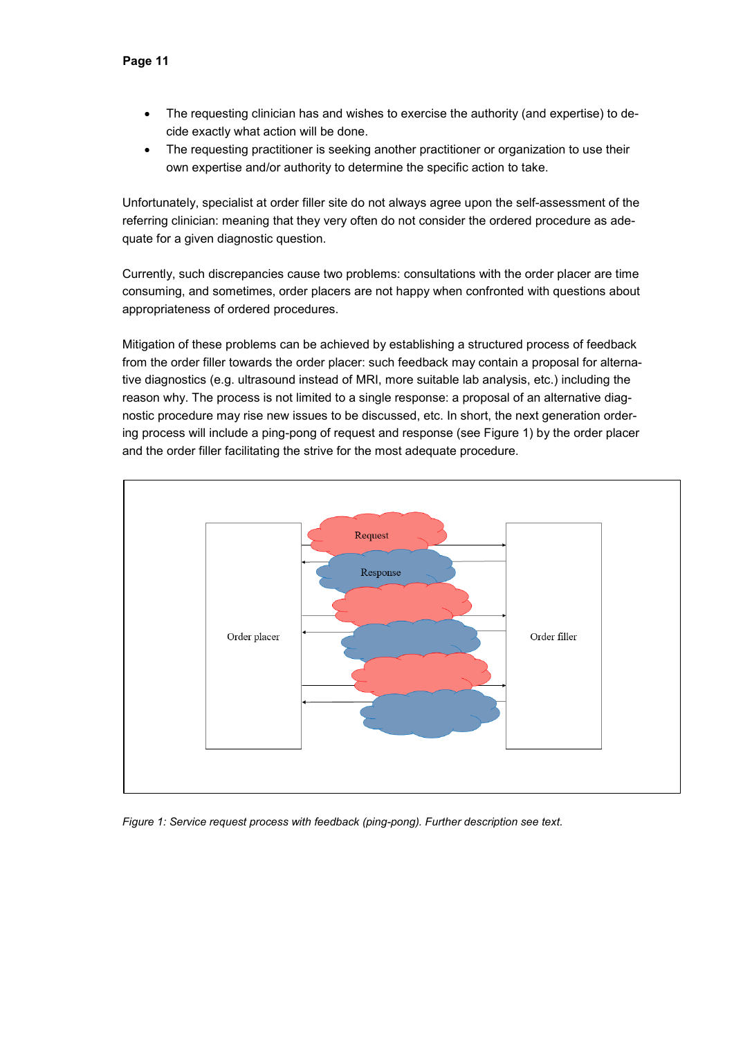- The requesting clinician has and wishes to exercise the authority (and expertise) to decide exactly what action will be done.
- The requesting practitioner is seeking another practitioner or organization to use their own expertise and/or authority to determine the specific action to take.

Unfortunately, specialist at order filler site do not always agree upon the self-assessment of the referring clinician: meaning that they very often do not consider the ordered procedure as adequate for a given diagnostic question.

Currently, such discrepancies cause two problems: consultations with the order placer are time consuming, and sometimes, order placers are not happy when confronted with questions about appropriateness of ordered procedures.

Mitigation of these problems can be achieved by establishing a structured process of feedback from the order filler towards the order placer: such feedback may contain a proposal for alternative diagnostics (e.g. ultrasound instead of MRI, more suitable lab analysis, etc.) including the reason why. The process is not limited to a single response: a proposal of an alternative diagnostic procedure may rise new issues to be discussed, etc. In short, the next generation ordering process will include a ping-pong of request and response (see Figure 1) by the order placer and the order filler facilitating the strive for the most adequate procedure.

*Figure 1: Service request process with feedback (ping-pong). Further description see text.*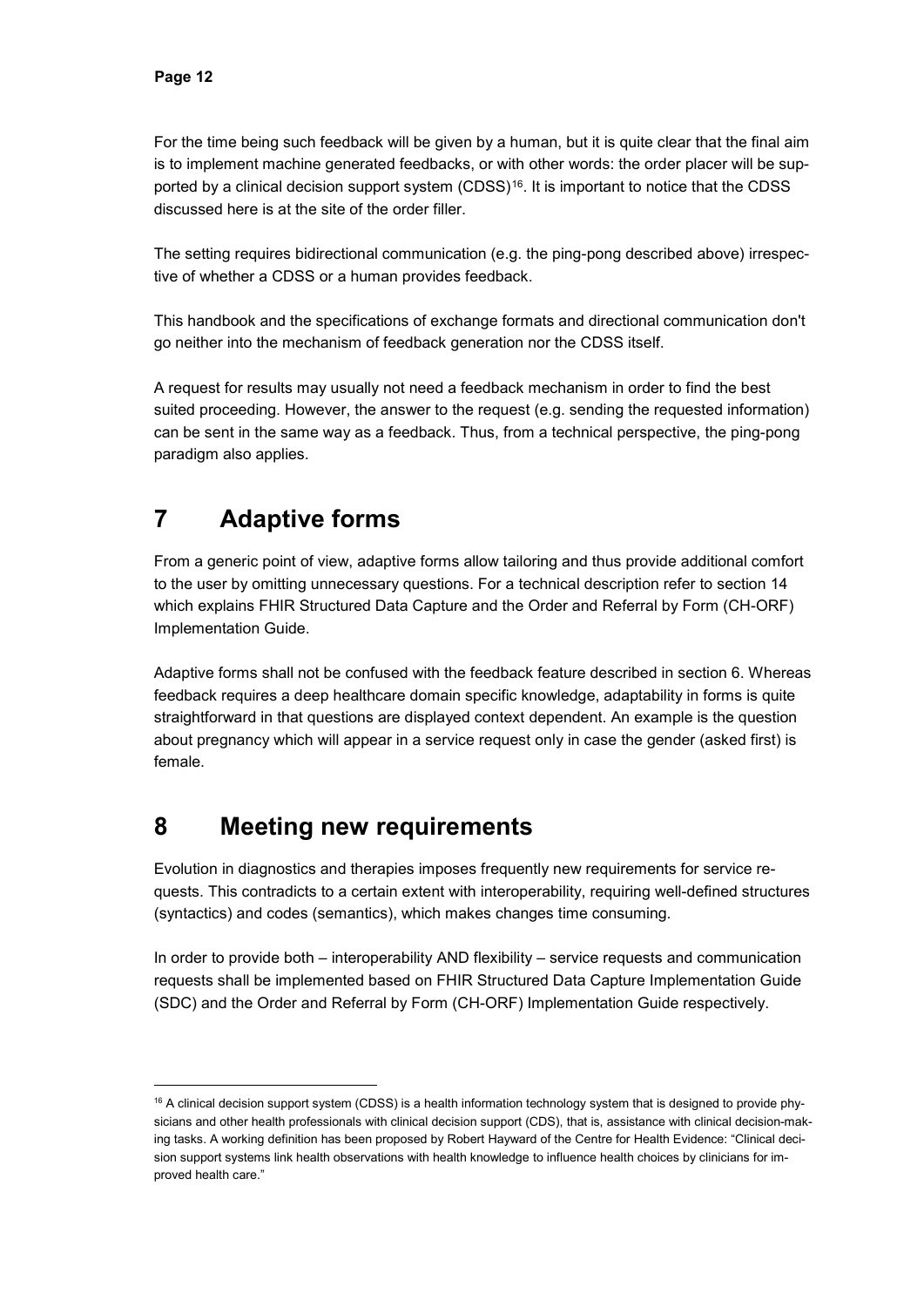For the time being such feedback will be given by a human, but it is quite clear that the final aim is to implement machine generated feedbacks, or with other words: the order placer will be supported by a clinical decision support system (CDSS)[16]. It is important to notice that the CDSS discussed here is at the site of the order filler.

The setting requires bidirectional communication (e.g. the ping-pong described above) irrespective of whether a CDSS or a human provides feedback.

This handbook and the specifications of exchange formats and directional communication don't go neither into the mechanism of feedback generation nor the CDSS itself.

A request for results may usually not need a feedback mechanism in order to find the best suited proceeding. However, the answer to the request (e.g. sending the requested information) can be sent in the same way as a feedback. Thus, from a technical perspective, the ping-pong paradigm also applies.

# 7 Adaptive forms

From a generic point of view, adaptive forms allow tailoring and thus provide additional comfort to the user by omitting unnecessary questions. For a technical description refer to section 14 which explains FHIR Structured Data Capture and the Order and Referral by Form (CH-ORF) Implementation Guide.

Adaptive forms shall not be confused with the feedback feature described in section 6. Whereas feedback requires a deep healthcare domain specific knowledge, adaptability in forms is quite straightforward in that questions are displayed context dependent. An example is the question about pregnancy which will appear in a service request only in case the gender (asked first) is female.

# 8 Meeting new requirements

Evolution in diagnostics and therapies imposes frequently new requirements for service requests. This contradicts to a certain extent with interoperability, requiring well-defined structures (syntactics) and codes (semantics), which makes changes time consuming.

In order to provide both – interoperability AND flexibility – service requests and communication requests shall be implemented based on FHIR Structured Data Capture Implementation Guide (SDC) and the Order and Referral by Form (CH-ORF) Implementation Guide respectively.

---

[16] A clinical decision support system (CDSS) is a health information technology system that is designed to provide physicians and other health professionals with clinical decision support (CDS), that is, assistance with clinical decision-making tasks. A working definition has been proposed by Robert Hayward of the Centre for Health Evidence: "Clinical decision support systems link health observations with health knowledge to influence health choices by clinicians for improved health care."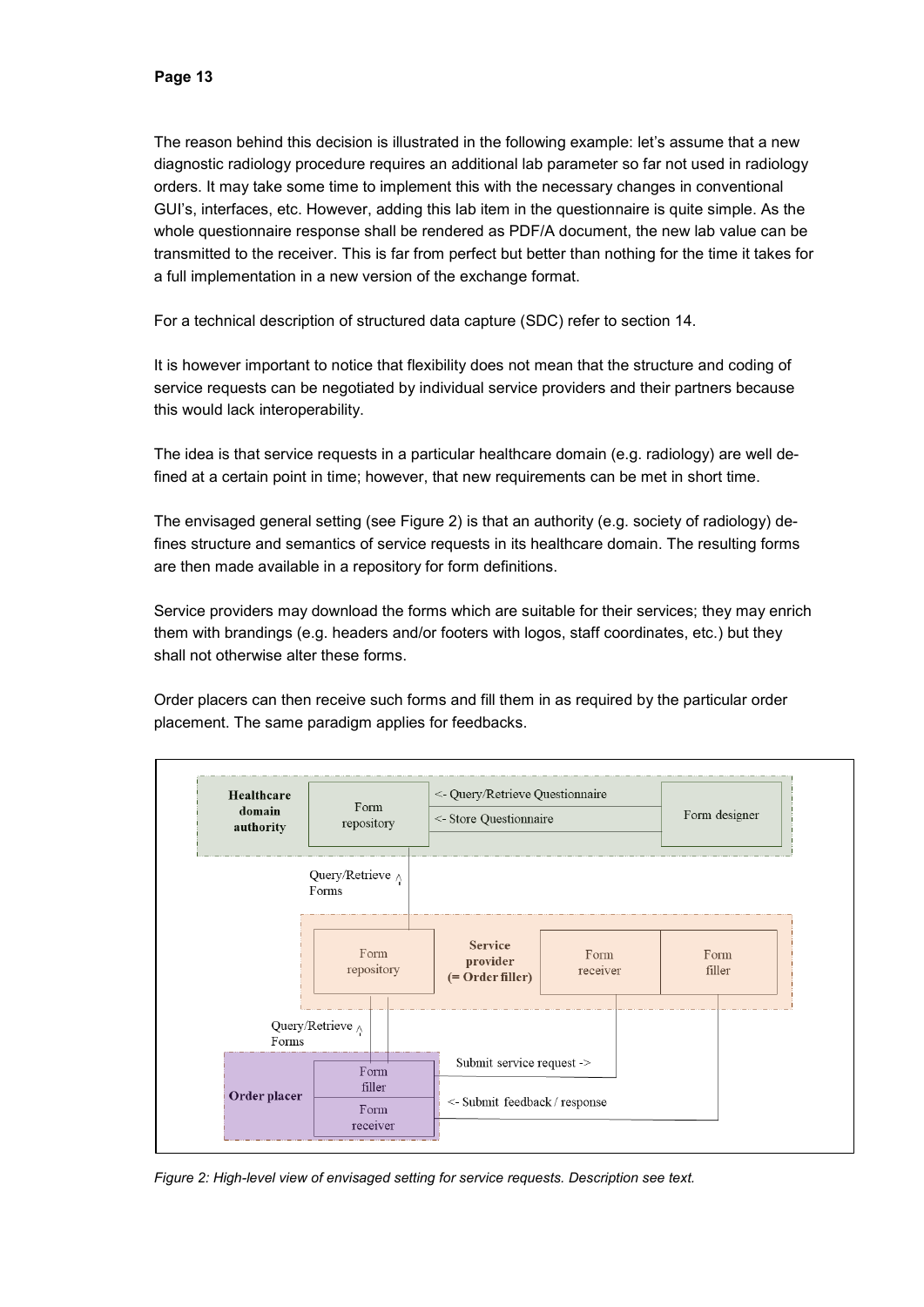The reason behind this decision is illustrated in the following example: let's assume that a new diagnostic radiology procedure requires an additional lab parameter so far not used in radiology orders. It may take some time to implement this with the necessary changes in conventional GUI's, interfaces, etc. However, adding this lab item in the questionnaire is quite simple. As the whole questionnaire response shall be rendered as PDF/A document, the new lab value can be transmitted to the receiver. This is far from perfect but better than nothing for the time it takes for a full implementation in a new version of the exchange format.

For a technical description of structured data capture (SDC) refer to section 14.

It is however important to notice that flexibility does not mean that the structure and coding of service requests can be negotiated by individual service providers and their partners because this would lack interoperability.

The idea is that service requests in a particular healthcare domain (e.g. radiology) are well defined at a certain point in time; however, that new requirements can be met in short time.

The envisaged general setting (see Figure 2) is that an authority (e.g. society of radiology) defines structure and semantics of service requests in its healthcare domain. The resulting forms are then made available in a repository for form definitions.

Service providers may download the forms which are suitable for their services; they may enrich them with brandings (e.g. headers and/or footers with logos, staff coordinates, etc.) but they shall not otherwise alter these forms.

Order placers can then receive such forms and fill them in as required by the particular order placement. The same paradigm applies for feedbacks.

*Figure 2: High-level view of envisaged setting for service requests. Description see text.*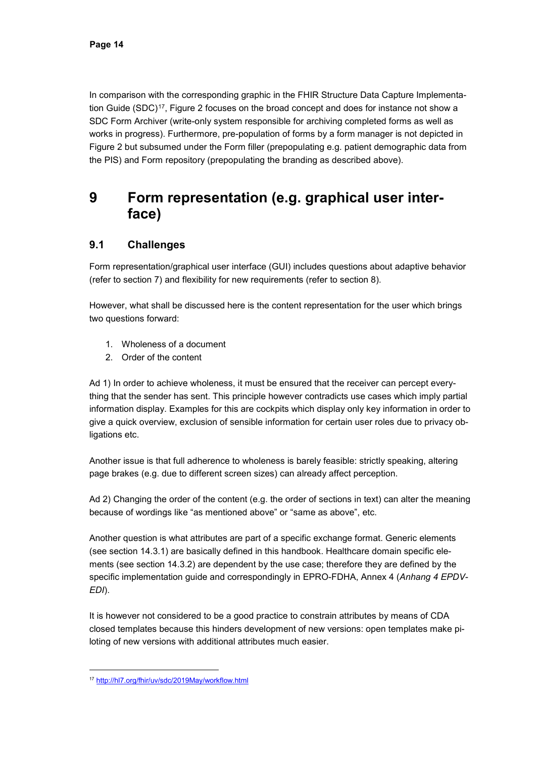In comparison with the corresponding graphic in the FHIR Structure Data Capture Implementation Guide (SDC)[17], Figure 2 focuses on the broad concept and does for instance not show a SDC Form Archiver (write-only system responsible for archiving completed forms as well as works in progress). Furthermore, pre-population of forms by a form manager is not depicted in Figure 2 but subsumed under the Form filler (prepopulating e.g. patient demographic data from the PIS) and Form repository (prepopulating the branding as described above).

# 9 Form representation (e.g. graphical user interface)

## 9.1 Challenges

Form representation/graphical user interface (GUI) includes questions about adaptive behavior (refer to section 7) and flexibility for new requirements (refer to section 8).

However, what shall be discussed here is the content representation for the user which brings two questions forward:

1. Wholeness of a document
2. Order of the content

Ad 1) In order to achieve wholeness, it must be ensured that the receiver can percept everything that the sender has sent. This principle however contradicts use cases which imply partial information display. Examples for this are cockpits which display only key information in order to give a quick overview, exclusion of sensible information for certain user roles due to privacy obligations etc.

Another issue is that full adherence to wholeness is barely feasible: strictly speaking, altering page brakes (e.g. due to different screen sizes) can already affect perception.

Ad 2) Changing the order of the content (e.g. the order of sections in text) can alter the meaning because of wordings like “as mentioned above” or “same as above”, etc.

Another question is what attributes are part of a specific exchange format. Generic elements (see section 14.3.1) are basically defined in this handbook. Healthcare domain specific elements (see section 14.3.2) are dependent by the use case; therefore they are defined by the specific implementation guide and correspondingly in EPRO-FDHA, Annex 4 (*Anhang 4 EPDV-EDI*).

It is however not considered to be a good practice to constrain attributes by means of CDA closed templates because this hinders development of new versions: open templates make piloting of new versions with additional attributes much easier.

[17] http://hl7.org/fhir/uv/sdc/2019May/workflow.html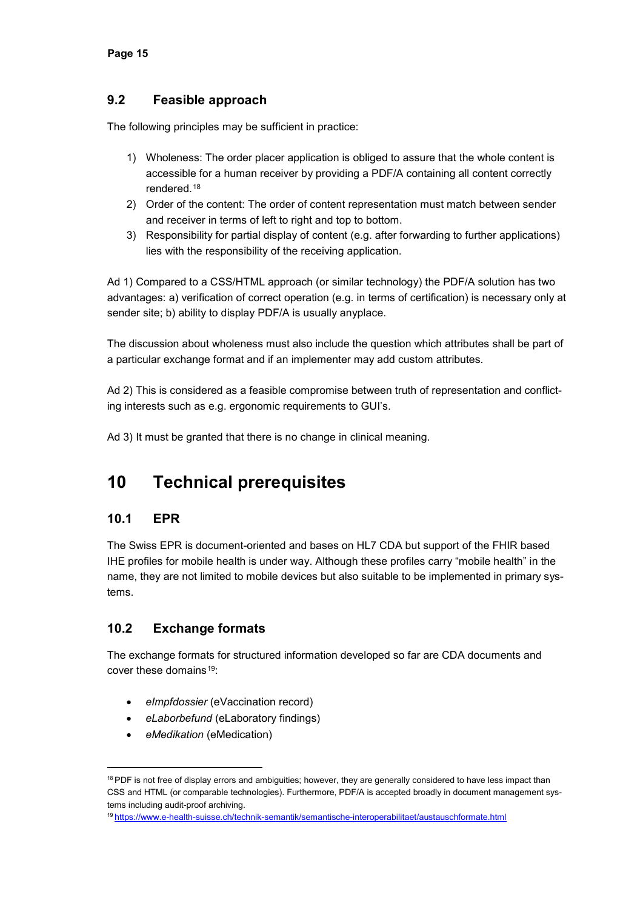## 9.2 Feasible approach

The following principles may be sufficient in practice:

1) Wholeness: The order placer application is obliged to assure that the whole content is accessible for a human receiver by providing a PDF/A containing all content correctly rendered.[18]
2) Order of the content: The order of content representation must match between sender and receiver in terms of left to right and top to bottom.
3) Responsibility for partial display of content (e.g. after forwarding to further applications) lies with the responsibility of the receiving application.

Ad 1) Compared to a CSS/HTML approach (or similar technology) the PDF/A solution has two advantages: a) verification of correct operation (e.g. in terms of certification) is necessary only at sender site; b) ability to display PDF/A is usually anyplace.

The discussion about wholeness must also include the question which attributes shall be part of a particular exchange format and if an implementer may add custom attributes.

Ad 2) This is considered as a feasible compromise between truth of representation and conflicting interests such as e.g. ergonomic requirements to GUI's.

Ad 3) It must be granted that there is no change in clinical meaning.

# 10 Technical prerequisites

## 10.1 EPR

The Swiss EPR is document-oriented and bases on HL7 CDA but support of the FHIR based IHE profiles for mobile health is under way. Although these profiles carry "mobile health" in the name, they are not limited to mobile devices but also suitable to be implemented in primary systems.

## 10.2 Exchange formats

The exchange formats for structured information developed so far are CDA documents and cover these domains[19]:

- *eImpfdossier* (eVaccination record)
- *eLaborbefund* (eLaboratory findings)
- *eMedikation* (eMedication)

---

[18] PDF is not free of display errors and ambiguities; however, they are generally considered to have less impact than CSS and HTML (or comparable technologies). Furthermore, PDF/A is accepted broadly in document management systems including audit-proof archiving.

[19] https://www.e-health-suisse.ch/technik-semantik/semantische-interoperabilitaet/austauschformate.html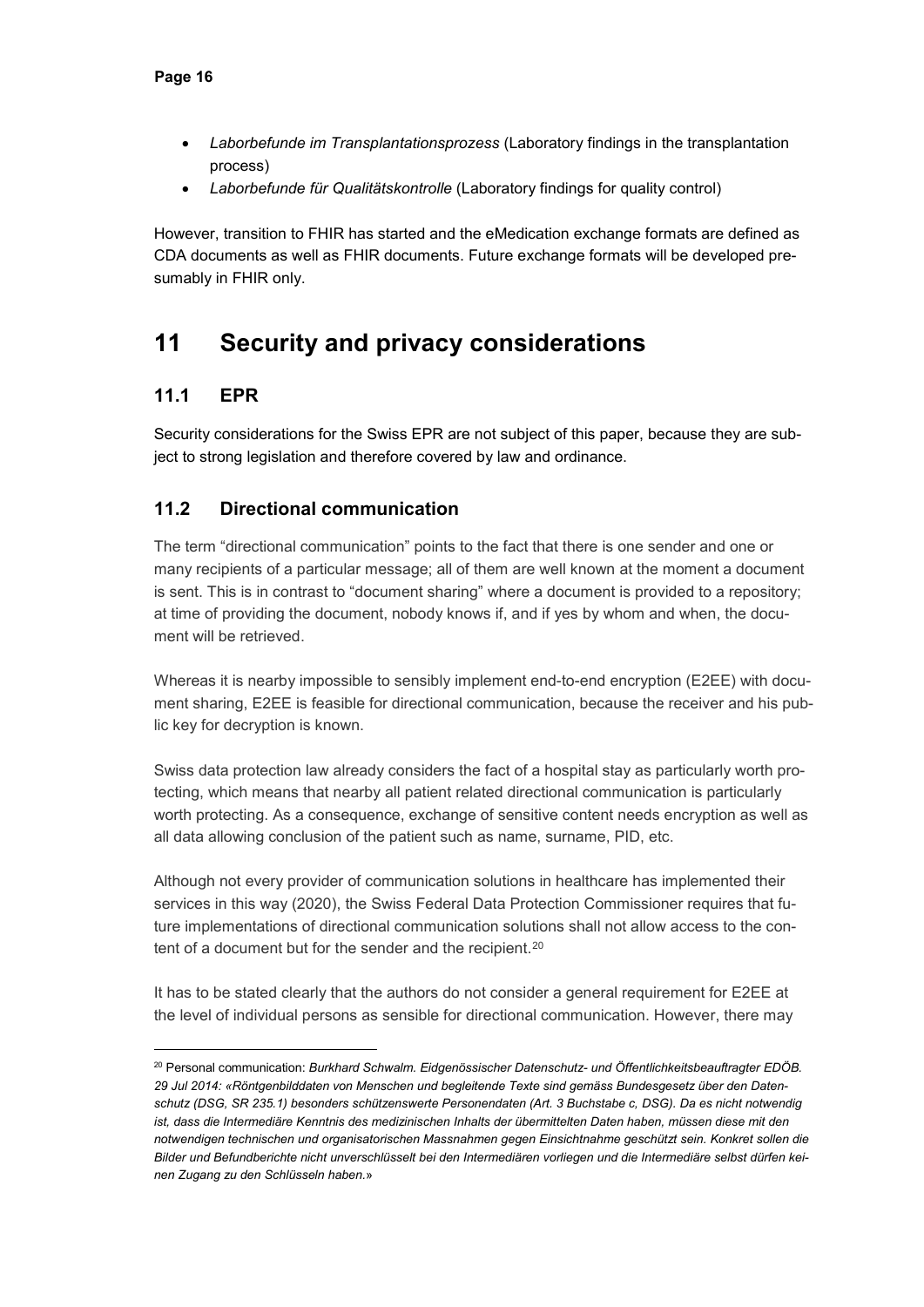- *Laborbefunde im Transplantationsprozess* (Laboratory findings in the transplantation process)
- *Laborbefunde für Qualitätskontrolle* (Laboratory findings for quality control)

However, transition to FHIR has started and the eMedication exchange formats are defined as CDA documents as well as FHIR documents. Future exchange formats will be developed presumably in FHIR only.

# 11 Security and privacy considerations

## 11.1 EPR

Security considerations for the Swiss EPR are not subject of this paper, because they are subject to strong legislation and therefore covered by law and ordinance.

## 11.2 Directional communication

The term "directional communication" points to the fact that there is one sender and one or many recipients of a particular message; all of them are well known at the moment a document is sent. This is in contrast to "document sharing" where a document is provided to a repository; at time of providing the document, nobody knows if, and if yes by whom and when, the document will be retrieved.

Whereas it is nearby impossible to sensibly implement end-to-end encryption (E2EE) with document sharing, E2EE is feasible for directional communication, because the receiver and his public key for decryption is known.

Swiss data protection law already considers the fact of a hospital stay as particularly worth protecting, which means that nearby all patient related directional communication is particularly worth protecting. As a consequence, exchange of sensitive content needs encryption as well as all data allowing conclusion of the patient such as name, surname, PID, etc.

Although not every provider of communication solutions in healthcare has implemented their services in this way (2020), the Swiss Federal Data Protection Commissioner requires that future implementations of directional communication solutions shall not allow access to the content of a document but for the sender and the recipient.[20]

It has to be stated clearly that the authors do not consider a general requirement for E2EE at the level of individual persons as sensible for directional communication. However, there may

[20] Personal communication: *Burkhard Schwalm. Eidgenössischer Datenschutz- und Öffentlichkeitsbeauftragter EDÖB. 29 Jul 2014: «Röntgenbilddaten von Menschen und begleitende Texte sind gemäss Bundesgesetz über den Datenschutz (DSG, SR 235.1) besonders schützenswerte Personendaten (Art. 3 Buchstabe c, DSG). Da es nicht notwendig ist, dass die Intermediäre Kenntnis des medizinischen Inhalts der übermittelten Daten haben, müssen diese mit den notwendigen technischen und organisatorischen Massnahmen gegen Einsichtnahme geschützt sein. Konkret sollen die Bilder und Befundberichte nicht unverschlüsselt bei den Intermediären vorliegen und die Intermediäre selbst dürfen keinen Zugang zu den Schlüsseln haben.*»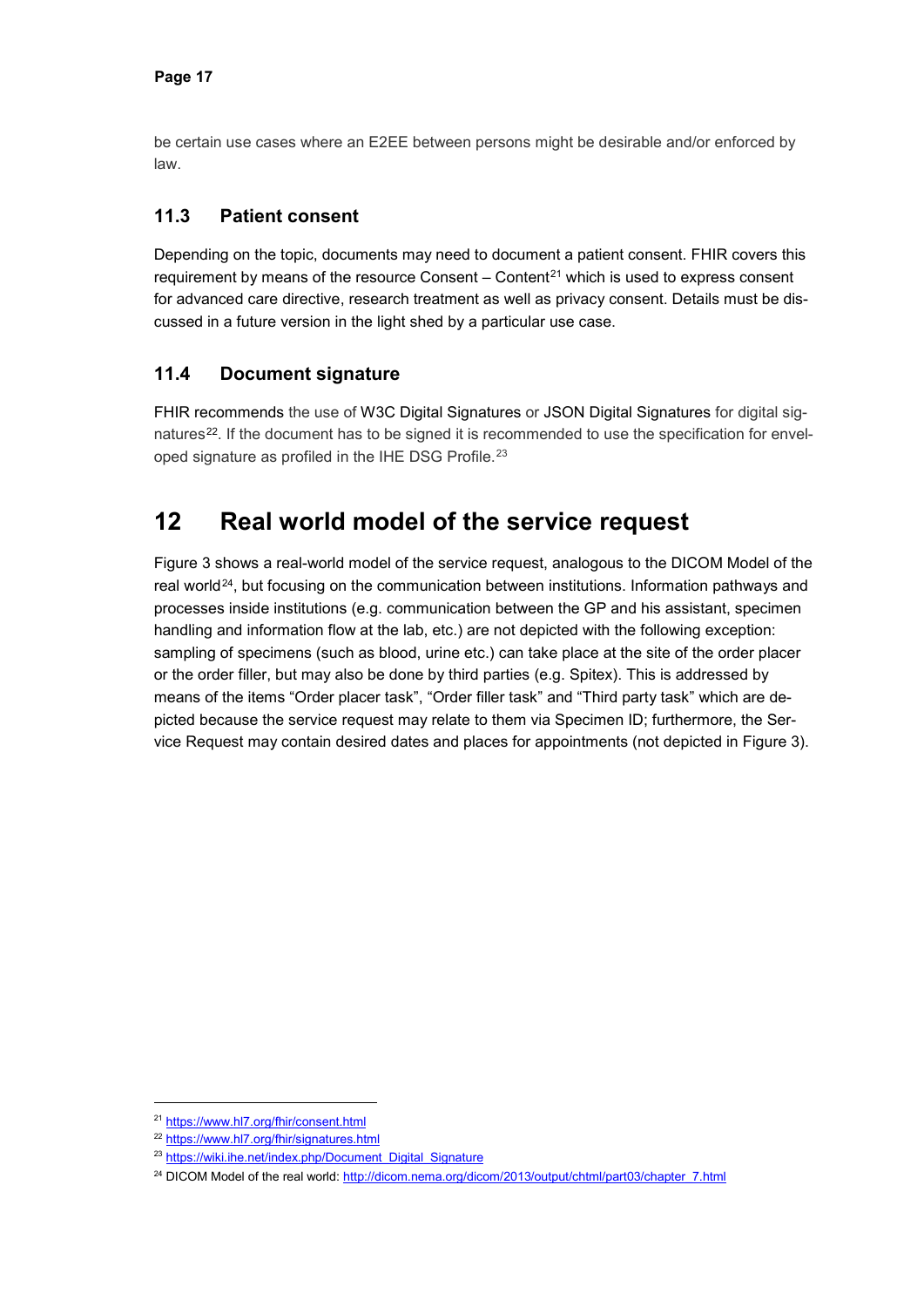be certain use cases where an E2EE between persons might be desirable and/or enforced by law.

### 11.3 Patient consent

Depending on the topic, documents may need to document a patient consent. FHIR covers this requirement by means of the resource Consent – Content[21] which is used to express consent for advanced care directive, research treatment as well as privacy consent. Details must be discussed in a future version in the light shed by a particular use case.

### 11.4 Document signature

FHIR recommends the use of W3C Digital Signatures or JSON Digital Signatures for digital signatures[22]. If the document has to be signed it is recommended to use the specification for enveloped signature as profiled in the IHE DSG Profile.[23]

## 12 Real world model of the service request

Figure 3 shows a real-world model of the service request, analogous to the DICOM Model of the real world[24], but focusing on the communication between institutions. Information pathways and processes inside institutions (e.g. communication between the GP and his assistant, specimen handling and information flow at the lab, etc.) are not depicted with the following exception: sampling of specimens (such as blood, urine etc.) can take place at the site of the order placer or the order filler, but may also be done by third parties (e.g. Spitex). This is addressed by means of the items "Order placer task", "Order filler task" and "Third party task" which are depicted because the service request may relate to them via Specimen ID; furthermore, the Service Request may contain desired dates and places for appointments (not depicted in Figure 3).

---

[21] https://www.hl7.org/fhir/consent.html

[22] https://www.hl7.org/fhir/signatures.html

[23] https://wiki.ihe.net/index.php/Document_Digital_Signature

[24] DICOM Model of the real world: http://dicom.nema.org/dicom/2013/output/chtml/part03/chapter_7.html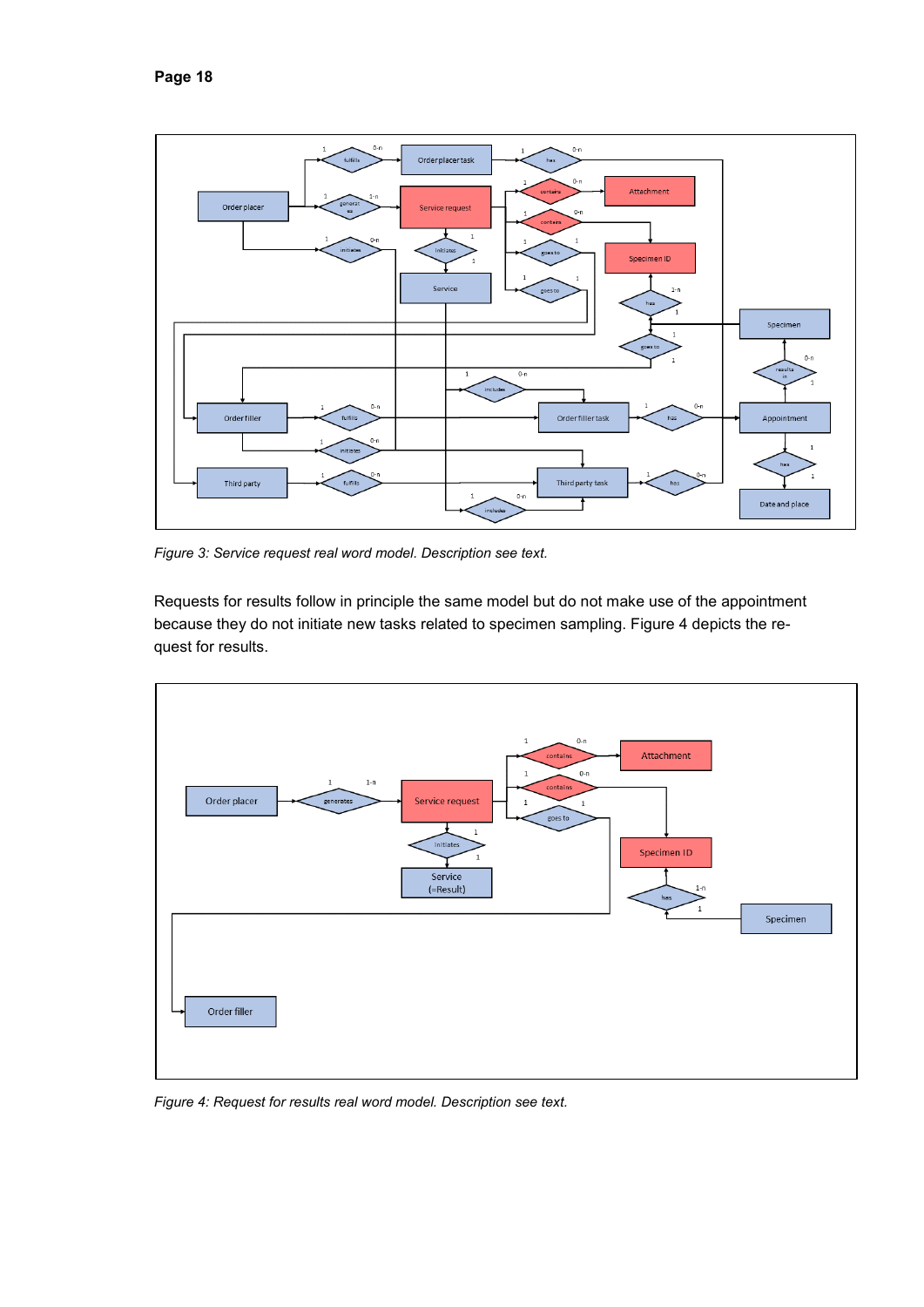*Figure 3: Service request real word model. Description see text.*

Requests for results follow in principle the same model but do not make use of the appointment because they do not initiate new tasks related to specimen sampling. Figure 4 depicts the request for results.

*Figure 4: Request for results real word model. Description see text.*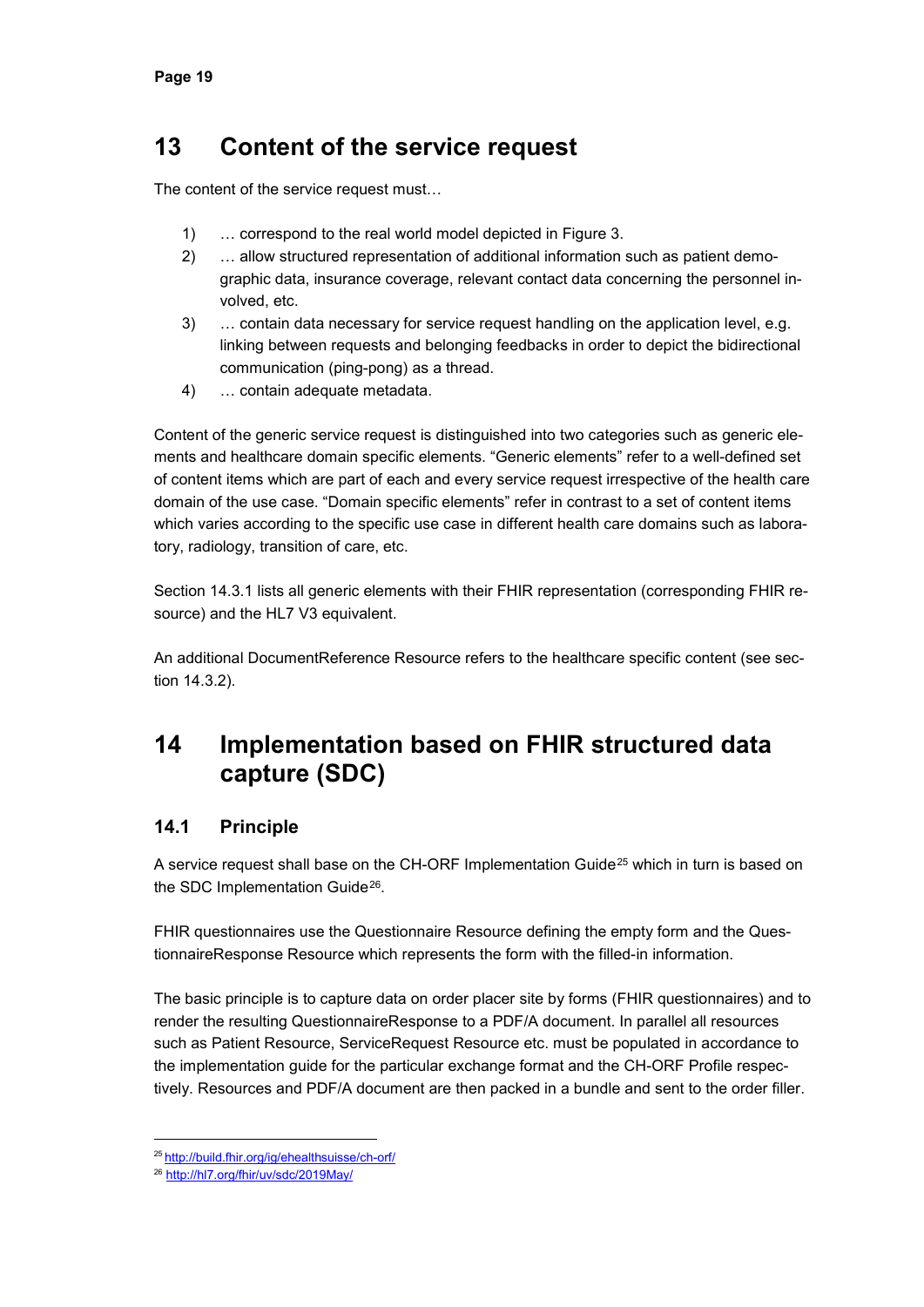# 13 Content of the service request

The content of the service request must…

1) … correspond to the real world model depicted in Figure 3.
2) … allow structured representation of additional information such as patient demographic data, insurance coverage, relevant contact data concerning the personnel involved, etc.
3) … contain data necessary for service request handling on the application level, e.g. linking between requests and belonging feedbacks in order to depict the bidirectional communication (ping-pong) as a thread.
4) … contain adequate metadata.

Content of the generic service request is distinguished into two categories such as generic elements and healthcare domain specific elements. "Generic elements" refer to a well-defined set of content items which are part of each and every service request irrespective of the health care domain of the use case. "Domain specific elements" refer in contrast to a set of content items which varies according to the specific use case in different health care domains such as laboratory, radiology, transition of care, etc.

Section 14.3.1 lists all generic elements with their FHIR representation (corresponding FHIR resource) and the HL7 V3 equivalent.

An additional DocumentReference Resource refers to the healthcare specific content (see section 14.3.2).

# 14 Implementation based on FHIR structured data capture (SDC)

## 14.1 Principle

A service request shall base on the CH-ORF Implementation Guide[25] which in turn is based on the SDC Implementation Guide[26].

FHIR questionnaires use the Questionnaire Resource defining the empty form and the QuestionnaireResponse Resource which represents the form with the filled-in information.

The basic principle is to capture data on order placer site by forms (FHIR questionnaires) and to render the resulting QuestionnaireResponse to a PDF/A document. In parallel all resources such as Patient Resource, ServiceRequest Resource etc. must be populated in accordance to the implementation guide for the particular exchange format and the CH-ORF Profile respectively. Resources and PDF/A document are then packed in a bundle and sent to the order filler.

[25] http://build.fhir.org/ig/ehealthsuisse/ch-orf/

[26] http://hl7.org/fhir/uv/sdc/2019May/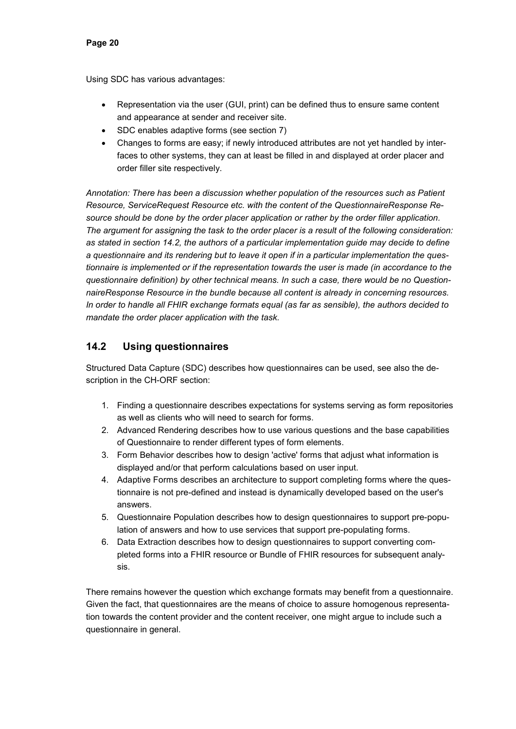Using SDC has various advantages:

- Representation via the user (GUI, print) can be defined thus to ensure same content and appearance at sender and receiver site.
- SDC enables adaptive forms (see section 7)
- Changes to forms are easy; if newly introduced attributes are not yet handled by interfaces to other systems, they can at least be filled in and displayed at order placer and order filler site respectively.

*Annotation: There has been a discussion whether population of the resources such as Patient Resource, ServiceRequest Resource etc. with the content of the QuestionnaireResponse Resource should be done by the order placer application or rather by the order filler application. The argument for assigning the task to the order placer is a result of the following consideration: as stated in section 14.2, the authors of a particular implementation guide may decide to define a questionnaire and its rendering but to leave it open if in a particular implementation the questionnaire is implemented or if the representation towards the user is made (in accordance to the questionnaire definition) by other technical means. In such a case, there would be no QuestionnaireResponse Resource in the bundle because all content is already in concerning resources. In order to handle all FHIR exchange formats equal (as far as sensible), the authors decided to mandate the order placer application with the task.*

## 14.2 Using questionnaires

Structured Data Capture (SDC) describes how questionnaires can be used, see also the description in the CH-ORF section:

1. Finding a questionnaire describes expectations for systems serving as form repositories as well as clients who will need to search for forms.
2. Advanced Rendering describes how to use various questions and the base capabilities of Questionnaire to render different types of form elements.
3. Form Behavior describes how to design 'active' forms that adjust what information is displayed and/or that perform calculations based on user input.
4. Adaptive Forms describes an architecture to support completing forms where the questionnaire is not pre-defined and instead is dynamically developed based on the user's answers.
5. Questionnaire Population describes how to design questionnaires to support pre-population of answers and how to use services that support pre-populating forms.
6. Data Extraction describes how to design questionnaires to support converting completed forms into a FHIR resource or Bundle of FHIR resources for subsequent analysis.

There remains however the question which exchange formats may benefit from a questionnaire. Given the fact, that questionnaires are the means of choice to assure homogenous representation towards the content provider and the content receiver, one might argue to include such a questionnaire in general.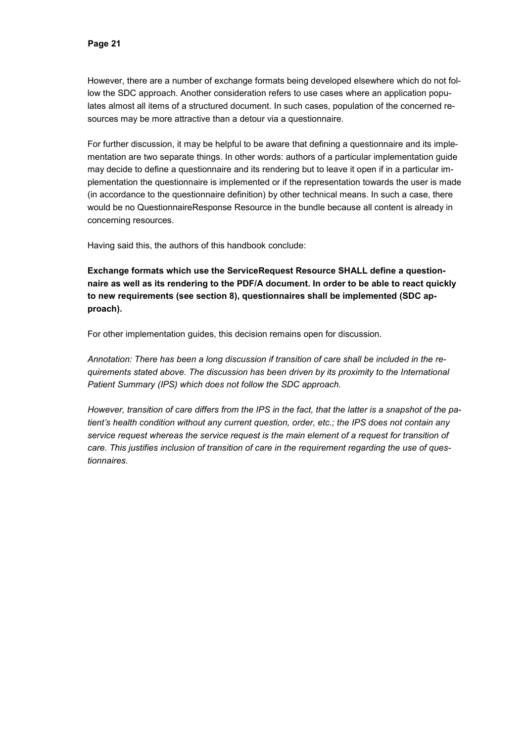However, there are a number of exchange formats being developed elsewhere which do not follow the SDC approach. Another consideration refers to use cases where an application populates almost all items of a structured document. In such cases, population of the concerned resources may be more attractive than a detour via a questionnaire.

For further discussion, it may be helpful to be aware that defining a questionnaire and its implementation are two separate things. In other words: authors of a particular implementation guide may decide to define a questionnaire and its rendering but to leave it open if in a particular implementation the questionnaire is implemented or if the representation towards the user is made (in accordance to the questionnaire definition) by other technical means. In such a case, there would be no QuestionnaireResponse Resource in the bundle because all content is already in concerning resources.

Having said this, the authors of this handbook conclude:

**Exchange formats which use the ServiceRequest Resource SHALL define a questionnaire as well as its rendering to the PDF/A document. In order to be able to react quickly to new requirements (see section 8), questionnaires shall be implemented (SDC approach).**

For other implementation guides, this decision remains open for discussion.

*Annotation: There has been a long discussion if transition of care shall be included in the requirements stated above. The discussion has been driven by its proximity to the International Patient Summary (IPS) which does not follow the SDC approach.*

*However, transition of care differs from the IPS in the fact, that the latter is a snapshot of the patient's health condition without any current question, order, etc.; the IPS does not contain any service request whereas the service request is the main element of a request for transition of care. This justifies inclusion of transition of care in the requirement regarding the use of questionnaires.*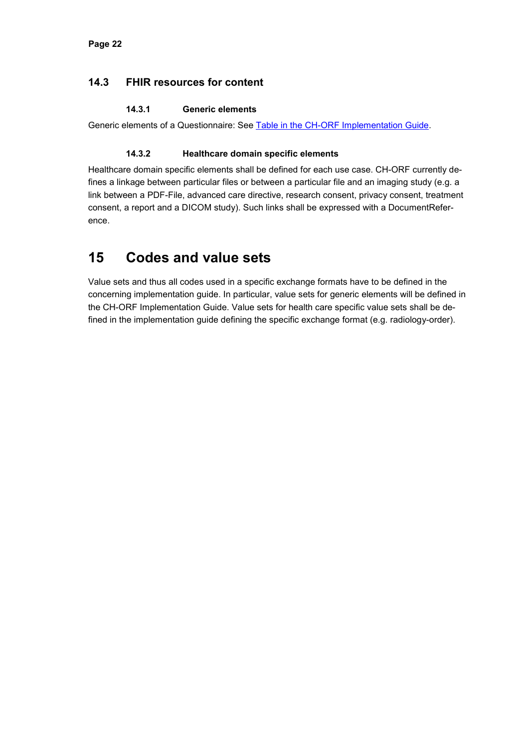## 14.3 FHIR resources for content

### 14.3.1 Generic elements

Generic elements of a Questionnaire: See [Table in the CH-ORF Implementation Guide].

### 14.3.2 Healthcare domain specific elements

Healthcare domain specific elements shall be defined for each use case. CH-ORF currently defines a linkage between particular files or between a particular file and an imaging study (e.g. a link between a PDF-File, advanced care directive, research consent, privacy consent, treatment consent, a report and a DICOM study). Such links shall be expressed with a DocumentReference.

# 15 Codes and value sets

Value sets and thus all codes used in a specific exchange formats have to be defined in the concerning implementation guide. In particular, value sets for generic elements will be defined in the CH-ORF Implementation Guide. Value sets for health care specific value sets shall be defined in the implementation guide defining the specific exchange format (e.g. radiology-order).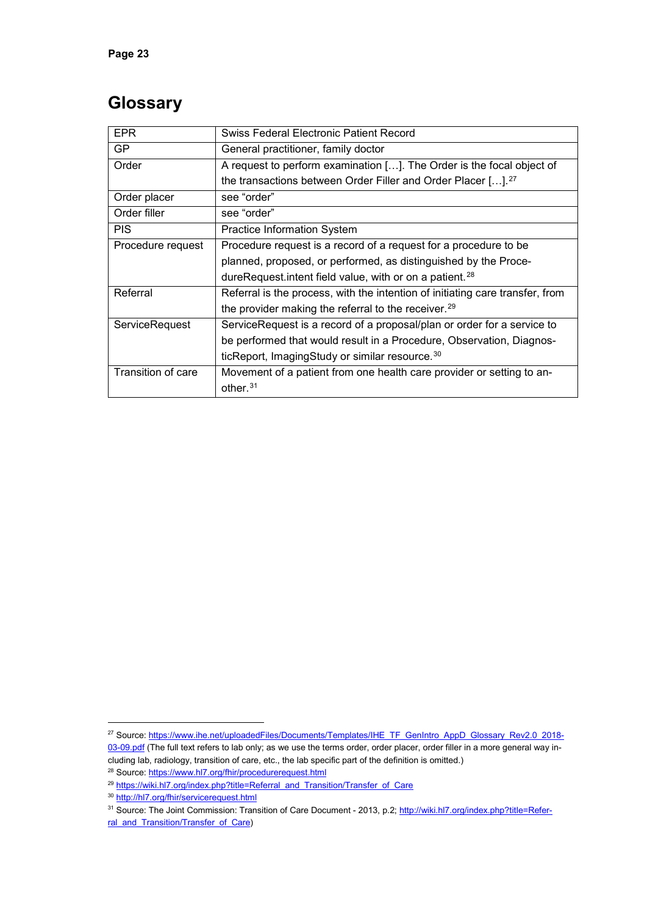# Glossary

| | |
|---|---|
| EPR | Swiss Federal Electronic Patient Record |
| GP | General practitioner, family doctor |
| Order | A request to perform examination […]. The Order is the focal object of the transactions between Order Filler and Order Placer […].[27] |
| Order placer | see "order" |
| Order filler | see "order" |
| PIS | Practice Information System |
| Procedure request | Procedure request is a record of a request for a procedure to be planned, proposed, or performed, as distinguished by the ProcedureRequest.intent field value, with or on a patient.[28] |
| Referral | Referral is the process, with the intention of initiating care transfer, from the provider making the referral to the receiver.[29] |
| ServiceRequest | ServiceRequest is a record of a proposal/plan or order for a service to be performed that would result in a Procedure, Observation, DiagnosticReport, ImagingStudy or similar resource.[30] |
| Transition of care | Movement of a patient from one health care provider or setting to another.[31] |

[27] Source: https://www.ihe.net/uploadedFiles/Documents/Templates/IHE_TF_GenIntro_AppD_Glossary_Rev2.0_2018-03-09.pdf (The full text refers to lab only; as we use the terms order, order placer, order filler in a more general way including lab, radiology, transition of care, etc., the lab specific part of the definition is omitted.)

[28] Source: https://www.hl7.org/fhir/procedurerequest.html

[29] https://wiki.hl7.org/index.php?title=Referral_and_Transition/Transfer_of_Care

[30] http://hl7.org/fhir/servicerequest.html

[31] Source: The Joint Commission: Transition of Care Document - 2013, p.2; http://wiki.hl7.org/index.php?title=Referral_and_Transition/Transfer_of_Care)